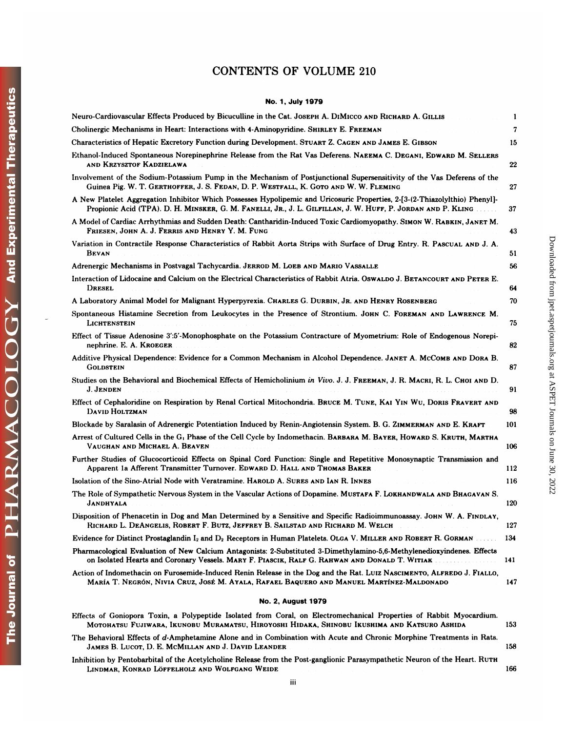# CONTENTS OF VOLUME 210

## No. 1, July 1979

Neuro-Cardiovascular Effects Produced by Bicuculline in the Cat. JOSEPH A. DIMICCO AND RICHARD A. GILLIS ... 1

Cholinergic Mechanisms in Heart: Interactions with 4-Aminopyridine. SHIRLEY E. FREEMAN ... 7

Characteristics of Hepatic Excretory Function during Development. STUART Z. CAGEN AND JAMES E. GIBSON ... 15

Ethanol-Induced Spontaneous Norepinephrine Release from the Rat Vas Deferens. NAEEMA C. DEGANI, EDWARD M. SELLERS AND KRZYSZTOF KADZIELAWA ... 22

Involvement of the Sodium-Potassium Pump in the Mechanism of Postjunctional Supersensitivity of the Vas Deferens of the Guinea Pig. W. T. GERTHOFFER, J. S. FEDAN, D. P. WESTFALL, K. GOTO AND W. W. FLEMING ... 27

A New Platelet Aggregation Inhibitor Which Possesses Hypolipemic and Uricosuric Properties, 2-[3-(2-Thiazolylthio) Phenyl]-Propionic Acid (TPA). D. H. MINSKER, G. M. FANELLI, JR., J. L. GILFILLAN, J. W. HUFF, P. JORDAN AND P. KLING ... 37

A Model of Cardiac Arrhythmias and Sudden Death: Cantharidin-Induced Toxic Cardiomyopathy. SIMON W. RABKIN, JANET M. FRIESEN, JOHN A. J. FERRIS AND HENRY Y. M. FUNG ... 43

Variation in Contractile Response Characteristics of Rabbit Aorta Strips with Surface of Drug Entry. R. PASCUAL AND J. A. BEVAN ... 51

Adrenergic Mechanisms in Postvagal Tachycardia. JERROD M. LOEB AND MARIO VASSALLE ... 56

Interaction of Lidocaine and Calcium on the Electrical Characteristics of Rabbit Atria. OSWALDO J. BETANCOURT AND PETER E. DRESEL ... 64

A Laboratory Animal Model for Malignant Hyperpyrexia. CHARLES G. DURBIN, JR. AND HENRY ROSENBERG ... 70

Spontaneous Histamine Secretion from Leukocytes in the Presence of Strontium. JOHN C. FOREMAN AND LAWRENCE M. LICHTENSTEIN ... 75

Effect of Tissue Adenosine 3':5'-Monophosphate on the Potassium Contracture of Myometrium: Role of Endogenous Norepinephrine. E. A. KROEGER ... 82

Additive Physical Dependence: Evidence for a Common Mechanism in Alcohol Dependence. JANET A. MCCOMB AND DORA B. GOLDSTEIN ... 87

Studies on the Behavioral and Biochemical Effects of Hemicholinium *in Vivo*. J. J. FREEMAN, J. R. MACRI, R. L. CHOI AND D. J. JENDEN ... 91

Effect of Cephaloridine on Respiration by Renal Cortical Mitochondria. BRUCE M. TUNE, KAI YIN WU, DORIS FRAVERT AND DAVID HOLTZMAN ... 98

Blockade by Saralasin of Adrenergic Potentiation Induced by Renin-Angiotensin System. B. G. ZIMMERMAN AND E. KRAFT ... 101

Arrest of Cultured Cells in the $G_1$ Phase of the Cell Cycle by Indomethacin. BARBARA M. BAYER, HOWARD S. KRUTH, MARTHA VAUGHAN AND MICHAEL A. BEAVEN ... 106

Further Studies of Glucocorticoid Effects on Spinal Cord Function: Single and Repetitive Monosynaptic Transmission and Apparent 1a Afferent Transmitter Turnover. EDWARD D. HALL AND THOMAS BAKER ... 112

Isolation of the Sino-Atrial Node with Veratramine. HAROLD A. SURES AND IAN R. INNES ... 116

The Role of Sympathetic Nervous System in the Vascular Actions of Dopamine. MUSTAFA F. LOKHANDWALA AND BHAGAVAN S. JANDHYALA ... 120

Disposition of Phenacetin in Dog and Man Determined by a Sensitive and Specific Radioimmunoassay. JOHN W. A. FINDLAY, RICHARD L. DEANGELIS, ROBERT F. BUTZ, JEFFREY B. SAILSTAD AND RICHARD M. WELCH ... 127

Evidence for Distinct Prostaglandin $I_2$ and $D_2$ Receptors in Human Platelets. OLGA V. MILLER AND ROBERT R. GORMAN ... 134

Pharmacological Evaluation of New Calcium Antagonists: 2-Substituted 3-Dimethylamino-5,6-Methylenedioxyindenes. Effects on Isolated Hearts and Coronary Vessels. MARY F. PIASCIK, RALF G. RAHWAN AND DONALD T. WITIAK ... 141

Action of Indomethacin on Furosemide-Induced Renin Release in the Dog and the Rat. LUIZ NASCIMENTO, ALFREDO J. FIALLO, MARÍA T. NEGRÓN, NIVIA CRUZ, JOSÉ M. AYALA, RAFAEL BAQUERO AND MANUEL MARTÍNEZ-MALDONADO ... 147

## No. 2, August 1979

Effects of Goniopora Toxin, a Polypeptide Isolated from Coral, on Electromechanical Properties of Rabbit Myocardium. MOTOHATSU FUJIWARA, IKUNOBU MURAMATSU, HIROYOSHI HIDAKA, SHINOBU IKUSHIMA AND KATSURO ASHIDA ... 153

The Behavioral Effects of *d*-Amphetamine Alone and in Combination with Acute and Chronic Morphine Treatments in Rats. JAMES B. LUCOT, D. E. MCMILLAN AND J. DAVID LEANDER ... 158

Inhibition by Pentobarbital of the Acetylcholine Release from the Post-ganglionic Parasympathetic Neuron of the Heart. RUTH LINDMAR, KONRAD LÖFFELHOLZ AND WOLFGANG WEIDE ... 166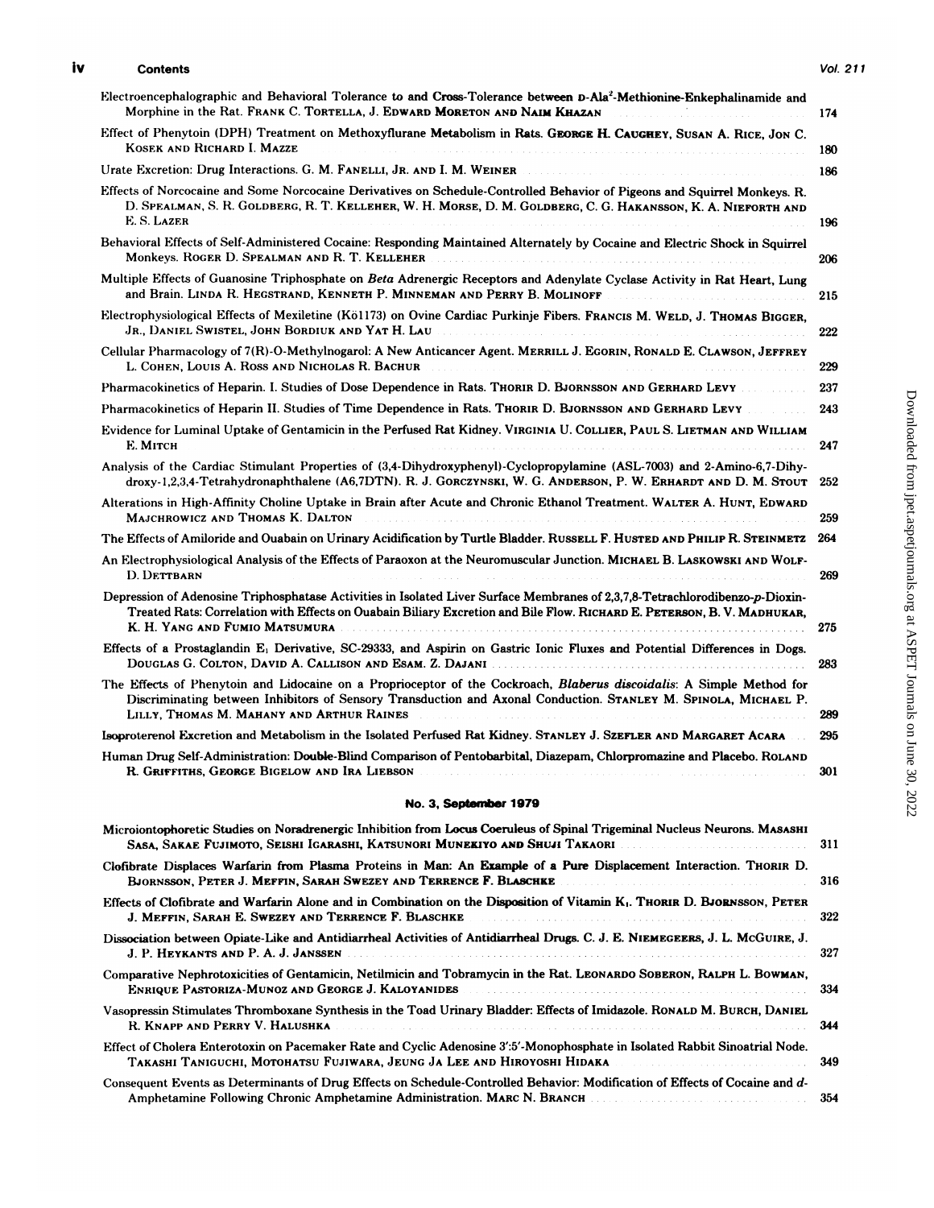Electroencephalographic and Behavioral Tolerance to and Cross-Tolerance between D-Ala$^2$-Methionine-Enkephalinamide and Morphine in the Rat. Frank C. Tortella, J. Edward Moreton and Naim Khazan ... 174

Effect of Phenytoin (DPH) Treatment on Methoxyflurane Metabolism in Rats. George H. Caughey, Susan A. Rice, Jon C. Kosek and Richard I. Mazze ... 180

Urate Excretion: Drug Interactions. G. M. Fanelli, Jr. and I. M. Weiner ... 186

Effects of Norcocaine and Some Norcocaine Derivatives on Schedule-Controlled Behavior of Pigeons and Squirrel Monkeys. R. D. Spealman, S. R. Goldberg, R. T. Kelleher, W. H. Morse, D. M. Goldberg, C. G. Hakansson, K. A. Nieforth and E. S. Lazer ... 196

Behavioral Effects of Self-Administered Cocaine: Responding Maintained Alternately by Cocaine and Electric Shock in Squirrel Monkeys. Roger D. Spealman and R. T. Kelleher ... 206

Multiple Effects of Guanosine Triphosphate on *Beta* Adrenergic Receptors and Adenylate Cyclase Activity in Rat Heart, Lung and Brain. Linda R. Hegstrand, Kenneth P. Minneman and Perry B. Molinoff ... 215

Electrophysiological Effects of Mexiletine (Kö1173) on Ovine Cardiac Purkinje Fibers. Francis M. Weld, J. Thomas Bigger, Jr., Daniel Swistel, John Bordiuk and Yat H. Lau ... 222

Cellular Pharmacology of 7(R)-O-Methylnogarol: A New Anticancer Agent. Merrill J. Egorin, Ronald E. Clawson, Jeffrey L. Cohen, Louis A. Ross and Nicholas R. Bachur ... 229

Pharmacokinetics of Heparin. I. Studies of Dose Dependence in Rats. Thorir D. Bjornsson and Gerhard Levy ... 237

Pharmacokinetics of Heparin II. Studies of Time Dependence in Rats. Thorir D. Bjornsson and Gerhard Levy ... 243

Evidence for Luminal Uptake of Gentamicin in the Perfused Rat Kidney. Virginia U. Collier, Paul S. Lietman and William E. Mitch ... 247

Analysis of the Cardiac Stimulant Properties of (3,4-Dihydroxyphenyl)-Cyclopropylamine (ASL-7003) and 2-Amino-6,7-Dihydroxy-1,2,3,4-Tetrahydronaphthalene (A6,7DTN). R. J. Gorczynski, W. G. Anderson, P. W. Erhardt and D. M. Stout ... 252

Alterations in High-Affinity Choline Uptake in Brain after Acute and Chronic Ethanol Treatment. Walter A. Hunt, Edward Majchrowicz and Thomas K. Dalton ... 259

The Effects of Amiloride and Ouabain on Urinary Acidification by Turtle Bladder. Russell F. Husted and Philip R. Steinmetz ... 264

An Electrophysiological Analysis of the Effects of Paraoxon at the Neuromuscular Junction. Michael B. Laskowski and Wolf-D. Dettbarn ... 269

Depression of Adenosine Triphosphatase Activities in Isolated Liver Surface Membranes of 2,3,7,8-Tetrachlorodibenzo-*p*-Dioxin-Treated Rats: Correlation with Effects on Ouabain Biliary Excretion and Bile Flow. Richard E. Peterson, B. V. Madhukar, K. H. Yang and Fumio Matsumura ... 275

Effects of a Prostaglandin $E_1$ Derivative, SC-29333, and Aspirin on Gastric Ionic Fluxes and Potential Differences in Dogs. Douglas G. Colton, David A. Callison and Esam. Z. Dajani ... 283

The Effects of Phenytoin and Lidocaine on a Proprioceptor of the Cockroach, *Blaberus discoidalis*: A Simple Method for Discriminating between Inhibitors of Sensory Transduction and Axonal Conduction. Stanley M. Spinola, Michael P. Lilly, Thomas M. Mahany and Arthur Raines ... 289

Isoproterenol Excretion and Metabolism in the Isolated Perfused Rat Kidney. Stanley J. Szefler and Margaret Acara ... 295

Human Drug Self-Administration: Double-Blind Comparison of Pentobarbital, Diazepam, Chlorpromazine and Placebo. Roland R. Griffiths, George Bigelow and Ira Liebson ... 301

## No. 3, September 1979

Microiontophoretic Studies on Noradrenergic Inhibition from Locus Coeruleus of Spinal Trigeminal Nucleus Neurons. Masashi Sasa, Sakae Fujimoto, Seishi Igarashi, Katsunori Munekiyo and Shuji Takaori ... 311

Clofibrate Displaces Warfarin from Plasma Proteins in Man: An Example of a Pure Displacement Interaction. Thorir D. Bjornsson, Peter J. Meffin, Sarah Swezey and Terrence F. Blaschke ... 316

Effects of Clofibrate and Warfarin Alone and in Combination on the Disposition of Vitamin $K_1$. Thorir D. Bjornsson, Peter J. Meffin, Sarah E. Swezey and Terrence F. Blaschke ... 322

Dissociation between Opiate-Like and Antidiarrheal Activities of Antidiarrheal Drugs. C. J. E. Niemegeers, J. L. McGuire, J. P. Heykants and P. A. J. Janssen ... 327

Comparative Nephrotoxicities of Gentamicin, Netilmicin and Tobramycin in the Rat. Leonardo Soberon, Ralph L. Bowman, Enrique Pastoriza-Munoz and George J. Kaloyanides ... 334

Vasopressin Stimulates Thromboxane Synthesis in the Toad Urinary Bladder: Effects of Imidazole. Ronald M. Burch, Daniel R. Knapp and Perry V. Halushka ... 344

Effect of Cholera Enterotoxin on Pacemaker Rate and Cyclic Adenosine 3':5'-Monophosphate in Isolated Rabbit Sinoatrial Node. Takashi Taniguchi, Motohatsu Fujiwara, Jeung Ja Lee and Hiroyoshi Hidaka ... 349

Consequent Events as Determinants of Drug Effects on Schedule-Controlled Behavior: Modification of Effects of Cocaine and *d*-Amphetamine Following Chronic Amphetamine Administration. Marc N. Branch ... 354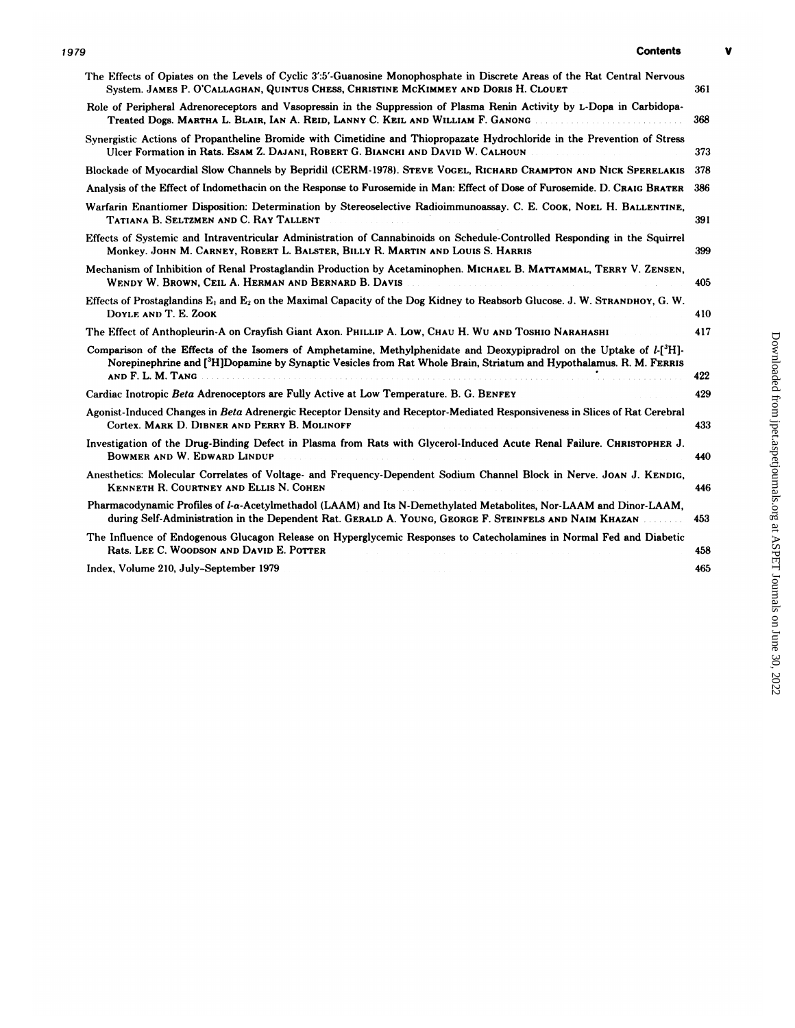The Effects of Opiates on the Levels of Cyclic 3′:5′-Guanosine Monophosphate in Discrete Areas of the Rat Central Nervous System. JAMES P. O'CALLAGHAN, QUINTUS CHESS, CHRISTINE MCKIMMEY AND DORIS H. CLOUET — 361

Role of Peripheral Adrenoreceptors and Vasopressin in the Suppression of Plasma Renin Activity by L-Dopa in Carbidopa-Treated Dogs. MARTHA L. BLAIR, IAN A. REID, LANNY C. KEIL AND WILLIAM F. GANONG — 368

Synergistic Actions of Propantheline Bromide with Cimetidine and Thiopropazate Hydrochloride in the Prevention of Stress Ulcer Formation in Rats. ESAM Z. DAJANI, ROBERT G. BIANCHI AND DAVID W. CALHOUN — 373

Blockade of Myocardial Slow Channels by Bepridil (CERM-1978). STEVE VOGEL, RICHARD CRAMPTON AND NICK SPERELAKIS — 378

Analysis of the Effect of Indomethacin on the Response to Furosemide in Man: Effect of Dose of Furosemide. D. CRAIG BRATER — 386

Warfarin Enantiomer Disposition: Determination by Stereoselective Radioimmunoassay. C. E. COOK, NOEL H. BALLENTINE, TATIANA B. SELTZMEN AND C. RAY TALLENT — 391

Effects of Systemic and Intraventricular Administration of Cannabinoids on Schedule-Controlled Responding in the Squirrel Monkey. JOHN M. CARNEY, ROBERT L. BALSTER, BILLY R. MARTIN AND LOUIS S. HARRIS — 399

Mechanism of Inhibition of Renal Prostaglandin Production by Acetaminophen. MICHAEL B. MATTAMMAL, TERRY V. ZENSEN, WENDY W. BROWN, CEIL A. HERMAN AND BERNARD B. DAVIS — 405

Effects of Prostaglandins $E_1$ and $E_2$ on the Maximal Capacity of the Dog Kidney to Reabsorb Glucose. J. W. STRANDHOY, G. W. DOYLE AND T. E. ZOOK — 410

The Effect of Anthopleurin-A on Crayfish Giant Axon. PHILLIP A. LOW, CHAU H. WU AND TOSHIO NARAHASHI — 417

Comparison of the Effects of the Isomers of Amphetamine, Methylphenidate and Deoxypipradrol on the Uptake of *l*-[$^3$H]-Norepinephrine and [$^3$H]Dopamine by Synaptic Vesicles from Rat Whole Brain, Striatum and Hypothalamus. R. M. FERRIS AND F. L. M. TANG — 422

Cardiac Inotropic *Beta* Adrenoceptors are Fully Active at Low Temperature. B. G. BENFEY — 429

Agonist-Induced Changes in *Beta* Adrenergic Receptor Density and Receptor-Mediated Responsiveness in Slices of Rat Cerebral Cortex. MARK D. DIBNER AND PERRY B. MOLINOFF — 433

Investigation of the Drug-Binding Defect in Plasma from Rats with Glycerol-Induced Acute Renal Failure. CHRISTOPHER J. BOWMER AND W. EDWARD LINDUP — 440

Anesthetics: Molecular Correlates of Voltage- and Frequency-Dependent Sodium Channel Block in Nerve. JOAN J. KENDIG, KENNETH R. COURTNEY AND ELLIS N. COHEN — 446

Pharmacodynamic Profiles of *l*-α-Acetylmethadol (LAAM) and Its N-Demethylated Metabolites, Nor-LAAM and Dinor-LAAM, during Self-Administration in the Dependent Rat. GERALD A. YOUNG, GEORGE F. STEINFELS AND NAIM KHAZAN — 453

The Influence of Endogenous Glucagon Release on Hyperglycemic Responses to Catecholamines in Normal Fed and Diabetic Rats. LEE C. WOODSON AND DAVID E. POTTER — 458

Index, Volume 210, July–September 1979 — 465